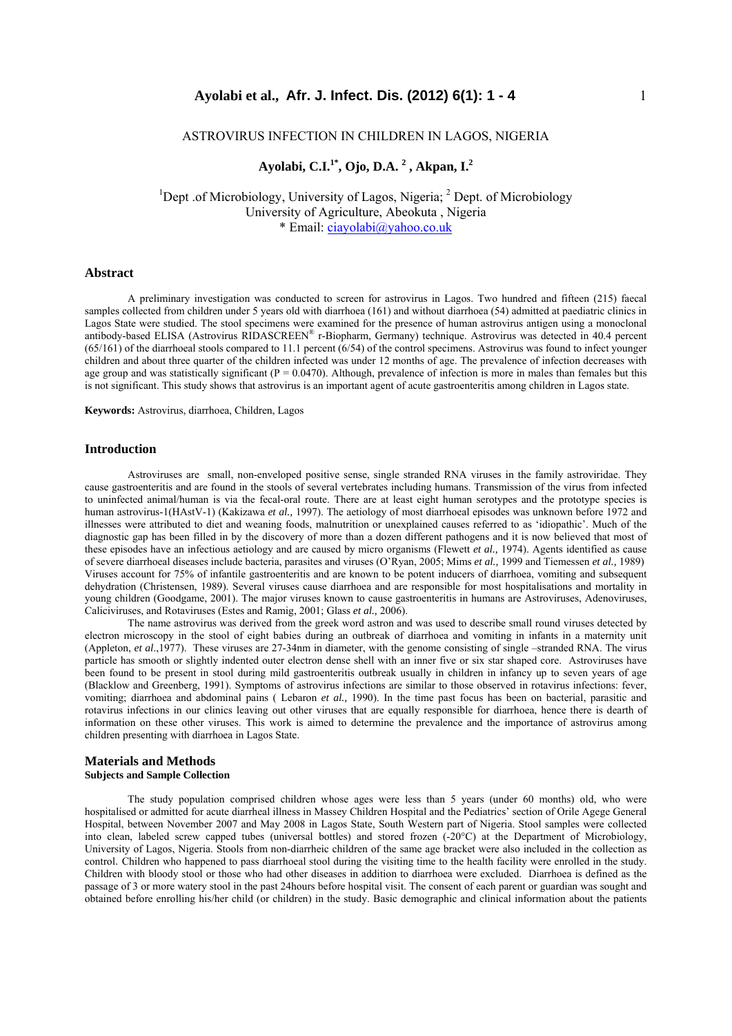# ASTROVIRUS INFECTION IN CHILDREN IN LAGOS, NIGERIA

**Ayolabi, C.I.[1*], Ojo, D.A. [2] , Akpan, I.[2]**

[1]Dept .of Microbiology, University of Lagos, Nigeria; [2] Dept. of Microbiology
University of Agriculture, Abeokuta , Nigeria
* Email: ciayolabi@yahoo.co.uk

## Abstract

A preliminary investigation was conducted to screen for astrovirus in Lagos. Two hundred and fifteen (215) faecal samples collected from children under 5 years old with diarrhoea (161) and without diarrhoea (54) admitted at paediatric clinics in Lagos State were studied. The stool specimens were examined for the presence of human astrovirus antigen using a monoclonal antibody-based ELISA (Astrovirus RIDASCREEN® r-Biopharm, Germany) technique. Astrovirus was detected in 40.4 percent (65/161) of the diarrhoeal stools compared to 11.1 percent (6/54) of the control specimens. Astrovirus was found to infect younger children and about three quarter of the children infected was under 12 months of age. The prevalence of infection decreases with age group and was statistically significant ($P = 0.0470$). Although, prevalence of infection is more in males than females but this is not significant. This study shows that astrovirus is an important agent of acute gastroenteritis among children in Lagos state.

**Keywords:** Astrovirus, diarrhoea, Children, Lagos

## Introduction

Astroviruses are small, non-enveloped positive sense, single stranded RNA viruses in the family astroviridae. They cause gastroenteritis and are found in the stools of several vertebrates including humans. Transmission of the virus from infected to uninfected animal/human is via the fecal-oral route. There are at least eight human serotypes and the prototype species is human astrovirus-1(HAstV-1) (Kakizawa *et al.,* 1997). The aetiology of most diarrhoeal episodes was unknown before 1972 and illnesses were attributed to diet and weaning foods, malnutrition or unexplained causes referred to as 'idiopathic'. Much of the diagnostic gap has been filled in by the discovery of more than a dozen different pathogens and it is now believed that most of these episodes have an infectious aetiology and are caused by micro organisms (Flewett *et al.,* 1974). Agents identified as cause of severe diarrhoeal diseases include bacteria, parasites and viruses (O'Ryan, 2005; Mims *et al.,* 1999 and Tiemessen *et al.,* 1989) Viruses account for 75% of infantile gastroenteritis and are known to be potent inducers of diarrhoea, vomiting and subsequent dehydration (Christensen, 1989). Several viruses cause diarrhoea and are responsible for most hospitalisations and mortality in young children (Goodgame, 2001). The major viruses known to cause gastroenteritis in humans are Astroviruses, Adenoviruses, Caliciviruses, and Rotaviruses (Estes and Ramig, 2001; Glass *et al.,* 2006).

The name astrovirus was derived from the greek word astron and was used to describe small round viruses detected by electron microscopy in the stool of eight babies during an outbreak of diarrhoea and vomiting in infants in a maternity unit (Appleton, *et al*.,1977). These viruses are 27-34nm in diameter, with the genome consisting of single –stranded RNA. The virus particle has smooth or slightly indented outer electron dense shell with an inner five or six star shaped core. Astroviruses have been found to be present in stool during mild gastroenteritis outbreak usually in children in infancy up to seven years of age (Blacklow and Greenberg, 1991). Symptoms of astrovirus infections are similar to those observed in rotavirus infections: fever, vomiting; diarrhoea and abdominal pains ( Lebaron *et al.,* 1990). In the time past focus has been on bacterial, parasitic and rotavirus infections in our clinics leaving out other viruses that are equally responsible for diarrhoea, hence there is dearth of information on these other viruses. This work is aimed to determine the prevalence and the importance of astrovirus among children presenting with diarrhoea in Lagos State.

## Materials and Methods

### Subjects and Sample Collection

The study population comprised children whose ages were less than 5 years (under 60 months) old, who were hospitalised or admitted for acute diarrheal illness in Massey Children Hospital and the Pediatrics' section of Orile Agege General Hospital, between November 2007 and May 2008 in Lagos State, South Western part of Nigeria. Stool samples were collected into clean, labeled screw capped tubes (universal bottles) and stored frozen (-20°C) at the Department of Microbiology, University of Lagos, Nigeria. Stools from non-diarrheic children of the same age bracket were also included in the collection as control. Children who happened to pass diarrhoeal stool during the visiting time to the health facility were enrolled in the study. Children with bloody stool or those who had other diseases in addition to diarrhoea were excluded. Diarrhoea is defined as the passage of 3 or more watery stool in the past 24hours before hospital visit. The consent of each parent or guardian was sought and obtained before enrolling his/her child (or children) in the study. Basic demographic and clinical information about the patients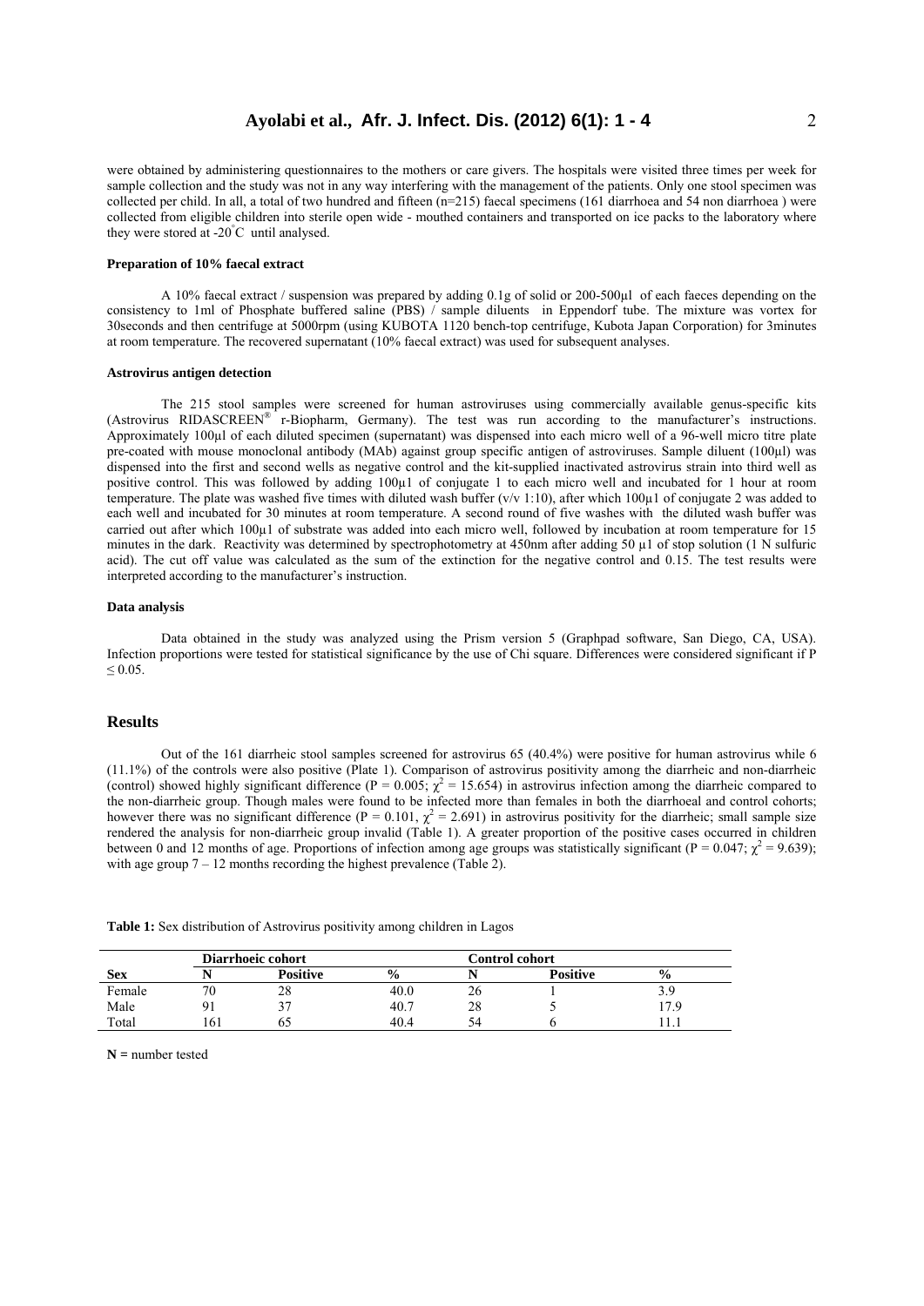were obtained by administering questionnaires to the mothers or care givers. The hospitals were visited three times per week for sample collection and the study was not in any way interfering with the management of the patients. Only one stool specimen was collected per child. In all, a total of two hundred and fifteen (n=215) faecal specimens (161 diarrhoea and 54 non diarrhoea ) were collected from eligible children into sterile open wide - mouthed containers and transported on ice packs to the laboratory where they were stored at -20°C until analysed.

#### Preparation of 10% faecal extract

A 10% faecal extract / suspension was prepared by adding 0.1g of solid or 200-500µl of each faeces depending on the consistency to 1ml of Phosphate buffered saline (PBS) / sample diluents in Eppendorf tube. The mixture was vortex for 30seconds and then centrifuge at 5000rpm (using KUBOTA 1120 bench-top centrifuge, Kubota Japan Corporation) for 3minutes at room temperature. The recovered supernatant (10% faecal extract) was used for subsequent analyses.

#### Astrovirus antigen detection

The 215 stool samples were screened for human astroviruses using commercially available genus-specific kits (Astrovirus RIDASCREEN® r-Biopharm, Germany). The test was run according to the manufacturer's instructions. Approximately 100µl of each diluted specimen (supernatant) was dispensed into each micro well of a 96-well micro titre plate pre-coated with mouse monoclonal antibody (MAb) against group specific antigen of astroviruses. Sample diluent (100µl) was dispensed into the first and second wells as negative control and the kit-supplied inactivated astrovirus strain into third well as positive control. This was followed by adding 100µ1 of conjugate 1 to each micro well and incubated for 1 hour at room temperature. The plate was washed five times with diluted wash buffer (v/v 1:10), after which 100µ1 of conjugate 2 was added to each well and incubated for 30 minutes at room temperature. A second round of five washes with the diluted wash buffer was carried out after which 100µ1 of substrate was added into each micro well, followed by incubation at room temperature for 15 minutes in the dark. Reactivity was determined by spectrophotometry at 450nm after adding 50 µ1 of stop solution (1 N sulfuric acid). The cut off value was calculated as the sum of the extinction for the negative control and 0.15. The test results were interpreted according to the manufacturer's instruction.

#### Data analysis

Data obtained in the study was analyzed using the Prism version 5 (Graphpad software, San Diego, CA, USA). Infection proportions were tested for statistical significance by the use of Chi square. Differences were considered significant if $P \leq 0.05$.

## Results

Out of the 161 diarrheic stool samples screened for astrovirus 65 (40.4%) were positive for human astrovirus while 6 (11.1%) of the controls were also positive (Plate 1). Comparison of astrovirus positivity among the diarrheic and non-diarrheic (control) showed highly significant difference ($P = 0.005$; $\chi^2 = 15.654$) in astrovirus infection among the diarrheic compared to the non-diarrheic group. Though males were found to be infected more than females in both the diarrhoeal and control cohorts; however there was no significant difference ($P = 0.101$, $\chi^2 = 2.691$) in astrovirus positivity for the diarrheic; small sample size rendered the analysis for non-diarrheic group invalid (Table 1). A greater proportion of the positive cases occurred in children between 0 and 12 months of age. Proportions of infection among age groups was statistically significant ($P = 0.047$; $\chi^2 = 9.639$); with age group 7 – 12 months recording the highest prevalence (Table 2).

**Table 1:** Sex distribution of Astrovirus positivity among children in Lagos

| | Diarrhoeic cohort | | | Control cohort | | |
|---|---|---|---|---|---|---|
| **Sex** | **N** | **Positive** | **%** | **N** | **Positive** | **%** |
| Female | 70 | 28 | 40.0 | 26 | 1 | 3.9 |
| Male | 91 | 37 | 40.7 | 28 | 5 | 17.9 |
| Total | 161 | 65 | 40.4 | 54 | 6 | 11.1 |

**N =** number tested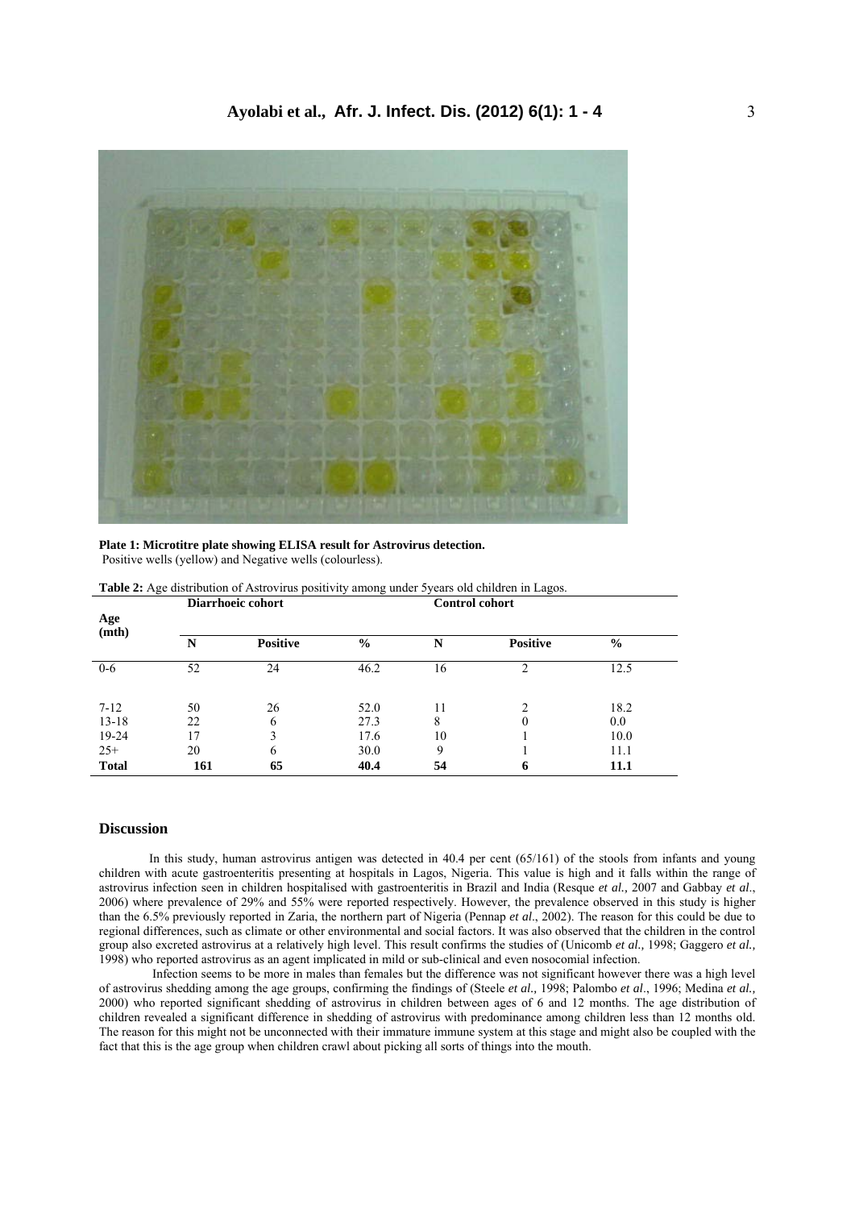**Plate 1: Microtitre plate showing ELISA result for Astrovirus detection.**
Positive wells (yellow) and Negative wells (colourless).

**Table 2:** Age distribution of Astrovirus positivity among under 5years old children in Lagos.

| Age (mth) | Diarrhoeic cohort | | | Control cohort | | |
|---|---|---|---|---|---|---|
| | **N** | **Positive** | **%** | **N** | **Positive** | **%** |
| 0-6 | 52 | 24 | 46.2 | 16 | 2 | 12.5 |
| 7-12 | 50 | 26 | 52.0 | 11 | 2 | 18.2 |
| 13-18 | 22 | 6 | 27.3 | 8 | 0 | 0.0 |
| 19-24 | 17 | 3 | 17.6 | 10 | 1 | 10.0 |
| 25+ | 20 | 6 | 30.0 | 9 | 1 | 11.1 |
| **Total** | **161** | **65** | **40.4** | **54** | **6** | **11.1** |

## Discussion

In this study, human astrovirus antigen was detected in 40.4 per cent (65/161) of the stools from infants and young children with acute gastroenteritis presenting at hospitals in Lagos, Nigeria. This value is high and it falls within the range of astrovirus infection seen in children hospitalised with gastroenteritis in Brazil and India (Resque *et al.,* 2007 and Gabbay *et al*., 2006) where prevalence of 29% and 55% were reported respectively. However, the prevalence observed in this study is higher than the 6.5% previously reported in Zaria, the northern part of Nigeria (Pennap *et al*., 2002). The reason for this could be due to regional differences, such as climate or other environmental and social factors. It was also observed that the children in the control group also excreted astrovirus at a relatively high level. This result confirms the studies of (Unicomb *et al.,* 1998; Gaggero *et al.,* 1998) who reported astrovirus as an agent implicated in mild or sub-clinical and even nosocomial infection.

Infection seems to be more in males than females but the difference was not significant however there was a high level of astrovirus shedding among the age groups, confirming the findings of (Steele *et al.,* 1998; Palombo *et al*., 1996; Medina *et al.,* 2000) who reported significant shedding of astrovirus in children between ages of 6 and 12 months. The age distribution of children revealed a significant difference in shedding of astrovirus with predominance among children less than 12 months old. The reason for this might not be unconnected with their immature immune system at this stage and might also be coupled with the fact that this is the age group when children crawl about picking all sorts of things into the mouth.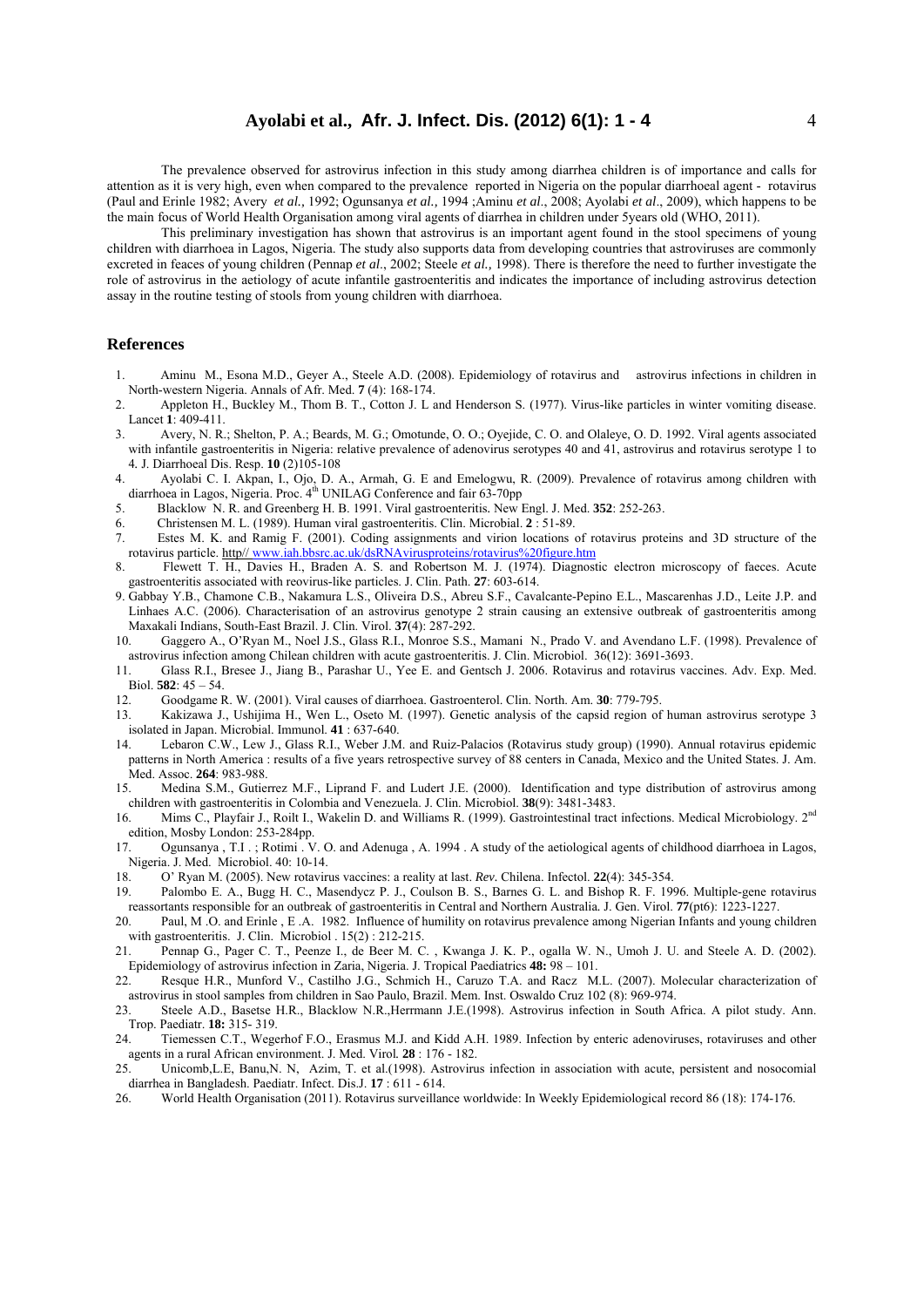The prevalence observed for astrovirus infection in this study among diarrhea children is of importance and calls for attention as it is very high, even when compared to the prevalence reported in Nigeria on the popular diarrhoeal agent - rotavirus (Paul and Erinle 1982; Avery *et al.,* 1992; Ogunsanya *et al.,* 1994 ;Aminu *et al*., 2008; Ayolabi *et al*., 2009), which happens to be the main focus of World Health Organisation among viral agents of diarrhea in children under 5years old (WHO, 2011).

This preliminary investigation has shown that astrovirus is an important agent found in the stool specimens of young children with diarrhoea in Lagos, Nigeria. The study also supports data from developing countries that astroviruses are commonly excreted in feaces of young children (Pennap *et al*., 2002; Steele *et al.,* 1998). There is therefore the need to further investigate the role of astrovirus in the aetiology of acute infantile gastroenteritis and indicates the importance of including astrovirus detection assay in the routine testing of stools from young children with diarrhoea.

## References

1. Aminu M., Esona M.D., Geyer A., Steele A.D. (2008). Epidemiology of rotavirus and astrovirus infections in children in North-western Nigeria. Annals of Afr. Med. **7** (4): 168-174.
2. Appleton H., Buckley M., Thom B. T., Cotton J. L and Henderson S. (1977). Virus-like particles in winter vomiting disease. Lancet **1**: 409-411.
3. Avery, N. R.; Shelton, P. A.; Beards, M. G.; Omotunde, O. O.; Oyejide, C. O. and Olaleye, O. D. 1992. Viral agents associated with infantile gastroenteritis in Nigeria: relative prevalence of adenovirus serotypes 40 and 41, astrovirus and rotavirus serotype 1 to 4. J. Diarrhoeal Dis. Resp. **10** (2)105-108
4. Ayolabi C. I. Akpan, I., Ojo, D. A., Armah, G. E and Emelogwu, R. (2009). Prevalence of rotavirus among children with diarrhoea in Lagos, Nigeria. Proc. 4[th] UNILAG Conference and fair 63-70pp
5. Blacklow N. R. and Greenberg H. B. 1991. Viral gastroenteritis. New Engl. J. Med. **352**: 252-263.
6. Christensen M. L. (1989). Human viral gastroenteritis. Clin. Microbial. **2** : 51-89.
7. Estes M. K. and Ramig F. (2001). Coding assignments and virion locations of rotavirus proteins and 3D structure of the rotavirus particle. http// www.iah.bbsrc.ac.uk/dsRNAvirusproteins/rotavirus%20figure.htm
8. Flewett T. H., Davies H., Braden A. S. and Robertson M. J. (1974). Diagnostic electron microscopy of faeces. Acute gastroenteritis associated with reovirus-like particles. J. Clin. Path. **27**: 603-614.
9. Gabbay Y.B., Chamone C.B., Nakamura L.S., Oliveira D.S., Abreu S.F., Cavalcante-Pepino E.L., Mascarenhas J.D., Leite J.P. and Linhaes A.C. (2006). Characterisation of an astrovirus genotype 2 strain causing an extensive outbreak of gastroenteritis among Maxakali Indians, South-East Brazil. J. Clin. Virol. **37**(4): 287-292.
10. Gaggero A., O'Ryan M., Noel J.S., Glass R.I., Monroe S.S., Mamani N., Prado V. and Avendano L.F. (1998). Prevalence of astrovirus infection among Chilean children with acute gastroenteritis. J. Clin. Microbiol. 36(12): 3691-3693.
11. Glass R.I., Bresee J., Jiang B., Parashar U., Yee E. and Gentsch J. 2006. Rotavirus and rotavirus vaccines. Adv. Exp. Med. Biol. **582**: 45 – 54.
12. Goodgame R. W. (2001). Viral causes of diarrhoea. Gastroenterol. Clin. North. Am. **30**: 779-795.
13. Kakizawa J., Ushijima H., Wen L., Oseto M. (1997). Genetic analysis of the capsid region of human astrovirus serotype 3 isolated in Japan. Microbial. Immunol. **41** : 637-640.
14. Lebaron C.W., Lew J., Glass R.I., Weber J.M. and Ruiz-Palacios (Rotavirus study group) (1990). Annual rotavirus epidemic patterns in North America : results of a five years retrospective survey of 88 centers in Canada, Mexico and the United States. J. Am. Med. Assoc. **264**: 983-988.
15. Medina S.M., Gutierrez M.F., Liprand F. and Ludert J.E. (2000). Identification and type distribution of astrovirus among children with gastroenteritis in Colombia and Venezuela. J. Clin. Microbiol. **38**(9): 3481-3483.
16. Mims C., Playfair J., Roilt I., Wakelin D. and Williams R. (1999). Gastrointestinal tract infections. Medical Microbiology. 2[nd] edition, Mosby London: 253-284pp.
17. Ogunsanya , T.I . ; Rotimi . V. O. and Adenuga , A. 1994 . A study of the aetiological agents of childhood diarrhoea in Lagos, Nigeria. J. Med. Microbiol. 40: 10-14.
18. O' Ryan M. (2005). New rotavirus vaccines: a reality at last. *Rev*. Chilena. Infectol. **22**(4): 345-354.
19. Palombo E. A., Bugg H. C., Masendycz P. J., Coulson B. S., Barnes G. L. and Bishop R. F. 1996. Multiple-gene rotavirus reassortants responsible for an outbreak of gastroenteritis in Central and Northern Australia. J. Gen. Virol. **77**(pt6): 1223-1227.
20. Paul, M .O. and Erinle , E .A. 1982. Influence of humility on rotavirus prevalence among Nigerian Infants and young children with gastroenteritis. J. Clin. Microbiol . 15(2) : 212-215.
21. Pennap G., Pager C. T., Peenze I., de Beer M. C. , Kwanga J. K. P., ogalla W. N., Umoh J. U. and Steele A. D. (2002). Epidemiology of astrovirus infection in Zaria, Nigeria. J. Tropical Paediatrics **48:** 98 – 101.
22. Resque H.R., Munford V., Castilho J.G., Schmich H., Caruzo T.A. and Racz M.L. (2007). Molecular characterization of astrovirus in stool samples from children in Sao Paulo, Brazil. Mem. Inst. Oswaldo Cruz 102 (8): 969-974.
23. Steele A.D., Basetse H.R., Blacklow N.R.,Herrmann J.E.(1998). Astrovirus infection in South Africa. A pilot study. Ann. Trop. Paediatr. **18:** 315- 319.
24. Tiemessen C.T., Wegerhof F.O., Erasmus M.J. and Kidd A.H. 1989. Infection by enteric adenoviruses, rotaviruses and other agents in a rural African environment. J. Med. Virol*.* **28** : 176 - 182.
25. Unicomb,L.E, Banu,N. N, Azim, T. et al.(1998). Astrovirus infection in association with acute, persistent and nosocomial diarrhea in Bangladesh. Paediatr. Infect. Dis.J. **17** : 611 - 614.
26. World Health Organisation (2011). Rotavirus surveillance worldwide: In Weekly Epidemiological record 86 (18): 174-176.